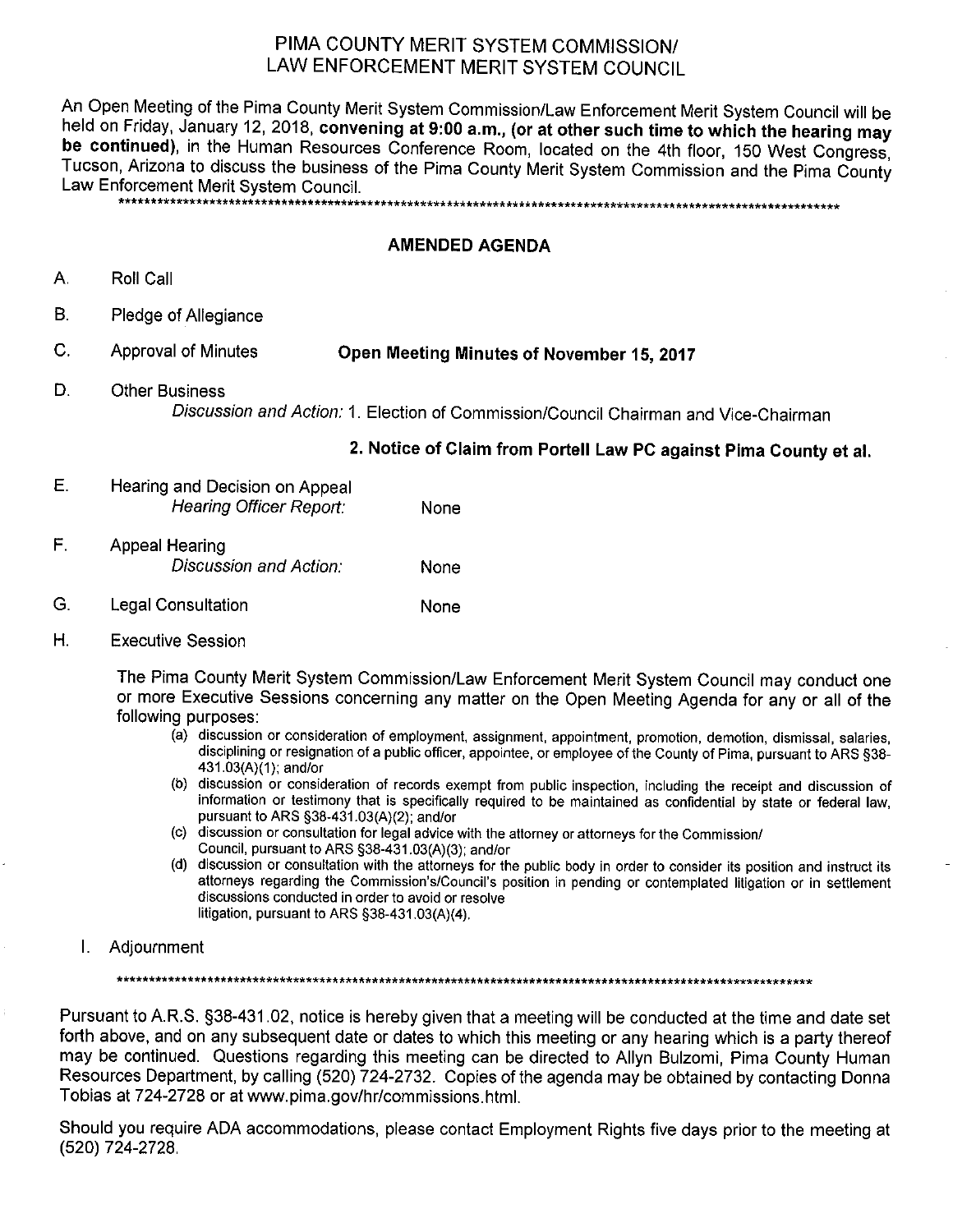# PIMA COUNTY MERIT SYSTEM COMMISSION/ LAW ENFORCEMENT MERIT SYSTEM COUNCIL

An Open Meeting of the Pima County Merit System Commission/Law Enforcement Merit System Council will be held on Friday, January 12, 2018, **convening at 9:00 a.m., (or at other such time to which the hearing may be continued)**, in the Human Resources Conference Room, located on the 4th floor, 150 West Congress, Tucson, Arizona to discuss the business of the Pima County Merit System Commission and the Pima County Law Enforcement Merit System Council.

***************************************************************************************************************

## AMENDED AGENDA

A. Roll Call

B. Pledge of Allegiance

C. Approval of Minutes **Open Meeting Minutes of November 15, 2017**

D. Other Business

*Discussion and Action:* 1. Election of Commission/Council Chairman and Vice-Chairman

**2. Notice of Claim from Portell Law PC against Pima County et al.**

E. Hearing and Decision on Appeal

*Hearing Officer Report:* None

F. Appeal Hearing

*Discussion and Action:* None

G. Legal Consultation None

H. Executive Session

The Pima County Merit System Commission/Law Enforcement Merit System Council may conduct one or more Executive Sessions concerning any matter on the Open Meeting Agenda for any or all of the following purposes:

(a) discussion or consideration of employment, assignment, appointment, promotion, demotion, dismissal, salaries, disciplining or resignation of a public officer, appointee, or employee of the County of Pima, pursuant to ARS §38-431.03(A)(1); and/or

(b) discussion or consideration of records exempt from public inspection, including the receipt and discussion of information or testimony that is specifically required to be maintained as confidential by state or federal law, pursuant to ARS §38-431.03(A)(2); and/or

(c) discussion or consultation for legal advice with the attorney or attorneys for the Commission/ Council, pursuant to ARS §38-431.03(A)(3); and/or

(d) discussion or consultation with the attorneys for the public body in order to consider its position and instruct its attorneys regarding the Commission's/Council's position in pending or contemplated litigation or in settlement discussions conducted in order to avoid or resolve litigation, pursuant to ARS §38-431.03(A)(4).

I. Adjournment

***************************************************************************************************************

Pursuant to A.R.S. §38-431.02, notice is hereby given that a meeting will be conducted at the time and date set forth above, and on any subsequent date or dates to which this meeting or any hearing which is a party thereof may be continued. Questions regarding this meeting can be directed to Allyn Bulzomi, Pima County Human Resources Department, by calling (520) 724-2732. Copies of the agenda may be obtained by contacting Donna Tobias at 724-2728 or at www.pima.gov/hr/commissions.html.

Should you require ADA accommodations, please contact Employment Rights five days prior to the meeting at (520) 724-2728.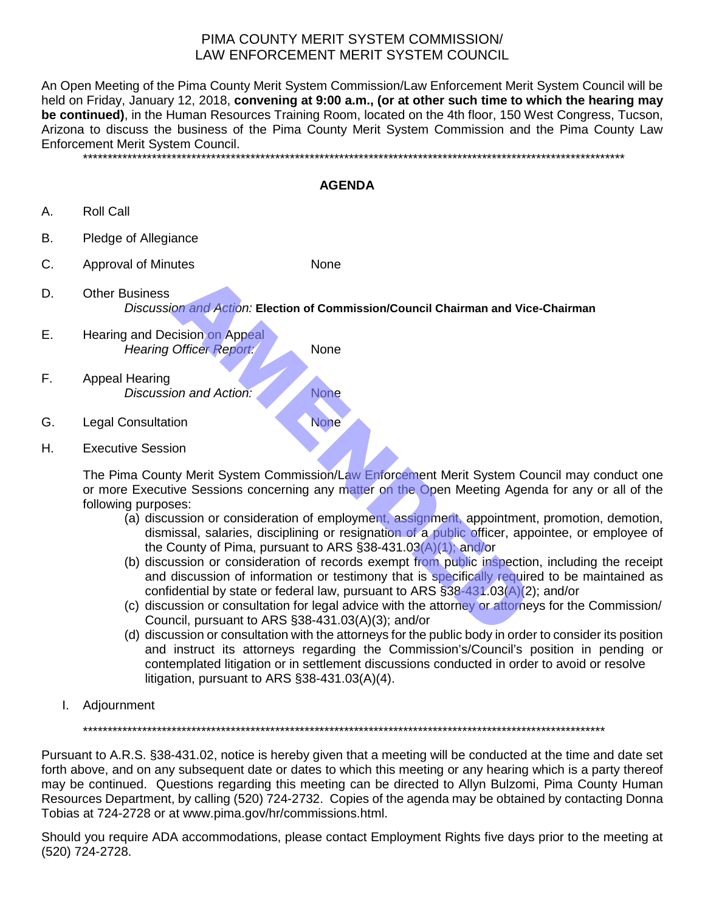# PIMA COUNTY MERIT SYSTEM COMMISSION/ LAW ENFORCEMENT MERIT SYSTEM COUNCIL

An Open Meeting of the Pima County Merit System Commission/Law Enforcement Merit System Council will be held on Friday, January 12, 2018, **convening at 9:00 a.m., (or at other such time to which the hearing may be continued)**, in the Human Resources Training Room, located on the 4th floor, 150 West Congress, Tucson, Arizona to discuss the business of the Pima County Merit System Commission and the Pima County Law Enforcement Merit System Council.

\*\*\*\*\*\*\*\*\*\*\*\*\*\*\*\*\*\*\*\*\*\*\*\*\*\*\*\*\*\*\*\*\*\*\*\*\*\*\*\*\*\*\*\*\*\*\*\*\*\*\*\*\*\*\*\*\*\*\*\*\*\*\*\*\*\*\*\*\*\*\*\*\*\*\*\*\*\*\*\*\*\*\*\*\*\*\*\*\*\*\*\*\*\*\*\*\*\*\*\*\*\*\*\*\*\*\*\*

**AGENDA**

A. Roll Call

B. Pledge of Allegiance

C. Approval of Minutes — None

D. Other Business
*Discussion and Action:* **Election of Commission/Council Chairman and Vice-Chairman**

E. Hearing and Decision on Appeal
*Hearing Officer Report:* None

F. Appeal Hearing
*Discussion and Action:* None

G. Legal Consultation — None

H. Executive Session

The Pima County Merit System Commission/Law Enforcement Merit System Council may conduct one or more Executive Sessions concerning any matter on the Open Meeting Agenda for any or all of the following purposes:

(a) discussion or consideration of employment, assignment, appointment, promotion, demotion, dismissal, salaries, disciplining or resignation of a public officer, appointee, or employee of the County of Pima, pursuant to ARS §38-431.03(A)(1); and/or
(b) discussion or consideration of records exempt from public inspection, including the receipt and discussion of information or testimony that is specifically required to be maintained as confidential by state or federal law, pursuant to ARS §38-431.03(A)(2); and/or
(c) discussion or consultation for legal advice with the attorney or attorneys for the Commission/ Council, pursuant to ARS §38-431.03(A)(3); and/or
(d) discussion or consultation with the attorneys for the public body in order to consider its position and instruct its attorneys regarding the Commission's/Council's position in pending or contemplated litigation or in settlement discussions conducted in order to avoid or resolve litigation, pursuant to ARS §38-431.03(A)(4).

I. Adjournment

\*\*\*\*\*\*\*\*\*\*\*\*\*\*\*\*\*\*\*\*\*\*\*\*\*\*\*\*\*\*\*\*\*\*\*\*\*\*\*\*\*\*\*\*\*\*\*\*\*\*\*\*\*\*\*\*\*\*\*\*\*\*\*\*\*\*\*\*\*\*\*\*\*\*\*\*\*\*\*\*\*\*\*\*\*\*\*\*\*\*\*\*\*\*\*\*\*\*\*\*\*\*\*\*

Pursuant to A.R.S. §38-431.02, notice is hereby given that a meeting will be conducted at the time and date set forth above, and on any subsequent date or dates to which this meeting or any hearing which is a party thereof may be continued. Questions regarding this meeting can be directed to Allyn Bulzomi, Pima County Human Resources Department, by calling (520) 724-2732. Copies of the agenda may be obtained by contacting Donna Tobias at 724-2728 or at www.pima.gov/hr/commissions.html.

Should you require ADA accommodations, please contact Employment Rights five days prior to the meeting at (520) 724-2728.

AMENDED